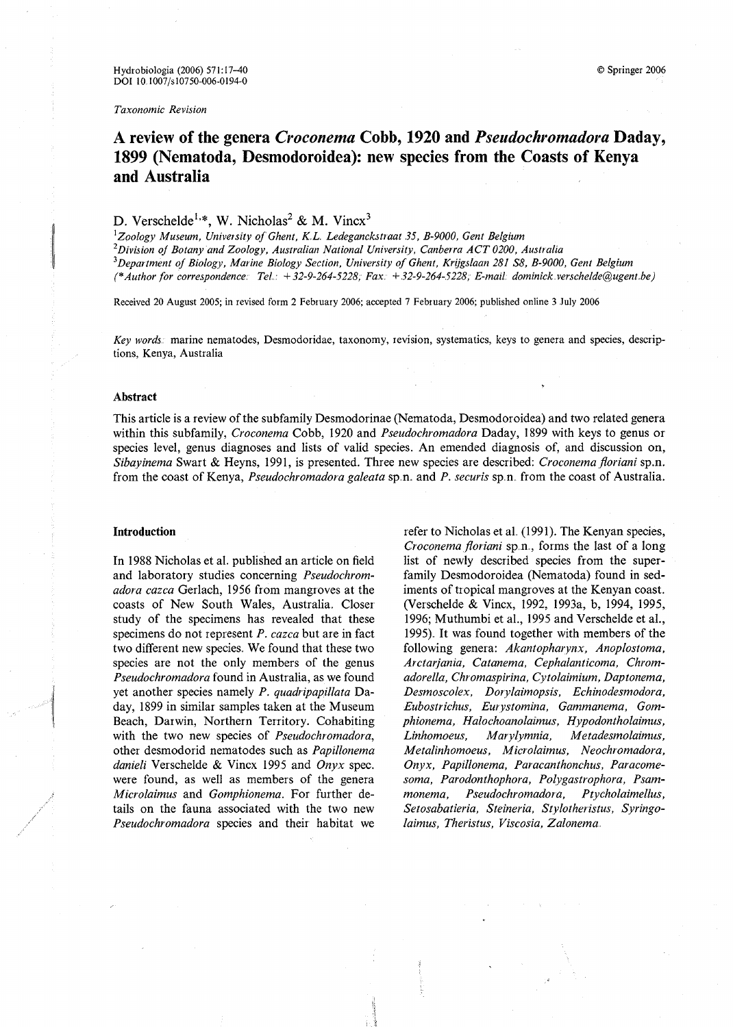Taxonomic Revision

# A review of the genera *Croconema* Cobb, 1920 and *Pseudochromadora* Daday, 1899 (Nematoda, Desmodoroidea): new species from the Coasts of Kenya and Australia

D. Verschelde[1,*], W. Nicholas[2] & M. Vincx[3]

[1]Zoology Museum, University of Ghent, K.L. Ledeganckstraat 35, B-9000, Gent Belgium
[2]Division of Botany and Zoology, Australian National University, Canberra ACT 0200, Australia
[3]Department of Biology, Marine Biology Section, University of Ghent, Krijgslaan 281 S8, B-9000, Gent Belgium
(*Author for correspondence: Tel.: +32-9-264-5228; Fax: +32-9-264-5228; E-mail: dominick.verschelde@ugent.be)

Received 20 August 2005; in revised form 2 February 2006; accepted 7 February 2006; published online 3 July 2006

*Key words:* marine nematodes, Desmodoridae, taxonomy, revision, systematics, keys to genera and species, descriptions, Kenya, Australia

## Abstract

This article is a review of the subfamily Desmodorinae (Nematoda, Desmodoroidea) and two related genera within this subfamily, *Croconema* Cobb, 1920 and *Pseudochromadora* Daday, 1899 with keys to genus or species level, genus diagnoses and lists of valid species. An emended diagnosis of, and discussion on, *Sibayinema* Swart & Heyns, 1991, is presented. Three new species are described: *Croconema floriani* sp.n. from the coast of Kenya, *Pseudochromadora galeata* sp.n. and *P. securis* sp.n. from the coast of Australia.

## Introduction

In 1988 Nicholas et al. published an article on field and laboratory studies concerning *Pseudochromadora cazca* Gerlach, 1956 from mangroves at the coasts of New South Wales, Australia. Closer study of the specimens has revealed that these specimens do not represent *P. cazca* but are in fact two different new species. We found that these two species are not the only members of the genus *Pseudochromadora* found in Australia, as we found yet another species namely *P. quadripapillata* Daday, 1899 in similar samples taken at the Museum Beach, Darwin, Northern Territory. Cohabiting with the two new species of *Pseudochromadora*, other desmodorid nematodes such as *Papillonema danieli* Verschelde & Vincx 1995 and *Onyx* spec. were found, as well as members of the genera *Microlaimus* and *Gomphionema*. For further details on the fauna associated with the two new *Pseudochromadora* species and their habitat we refer to Nicholas et al. (1991). The Kenyan species, *Croconema floriani* sp.n., forms the last of a long list of newly described species from the superfamily Desmodoroidea (Nematoda) found in sediments of tropical mangroves at the Kenyan coast. (Verschelde & Vincx, 1992, 1993a, b, 1994, 1995, 1996; Muthumbi et al., 1995 and Verschelde et al., 1995). It was found together with members of the following genera: *Akantopharynx*, *Anoplostoma*, *Arctarjania*, *Catanema*, *Cephalanticoma*, *Chromadorella*, *Chromaspirina*, *Cytolaimium*, *Daptonema*, *Desmoscolex*, *Dorylaimopsis*, *Echinodesmodora*, *Eubostrichus*, *Eurystomina*, *Gammanema*, *Gomphionema*, *Halochoanolaimus*, *Hypodontholaimus*, *Linhomoeus*, *Marylymnia*, *Metadesmolaimus*, *Metalinhomoeus*, *Microlaimus*, *Neochromadora*, *Onyx*, *Papillonema*, *Paracanthonchus*, *Paracomesoma*, *Parodonthophora*, *Polygastrophora*, *Psammonema*, *Pseudochromadora*, *Ptycholaimellus*, *Setosabatieria*, *Steineria*, *Stylotheristus*, *Syringolaimus*, *Theristus*, *Viscosia*, *Zalonema*.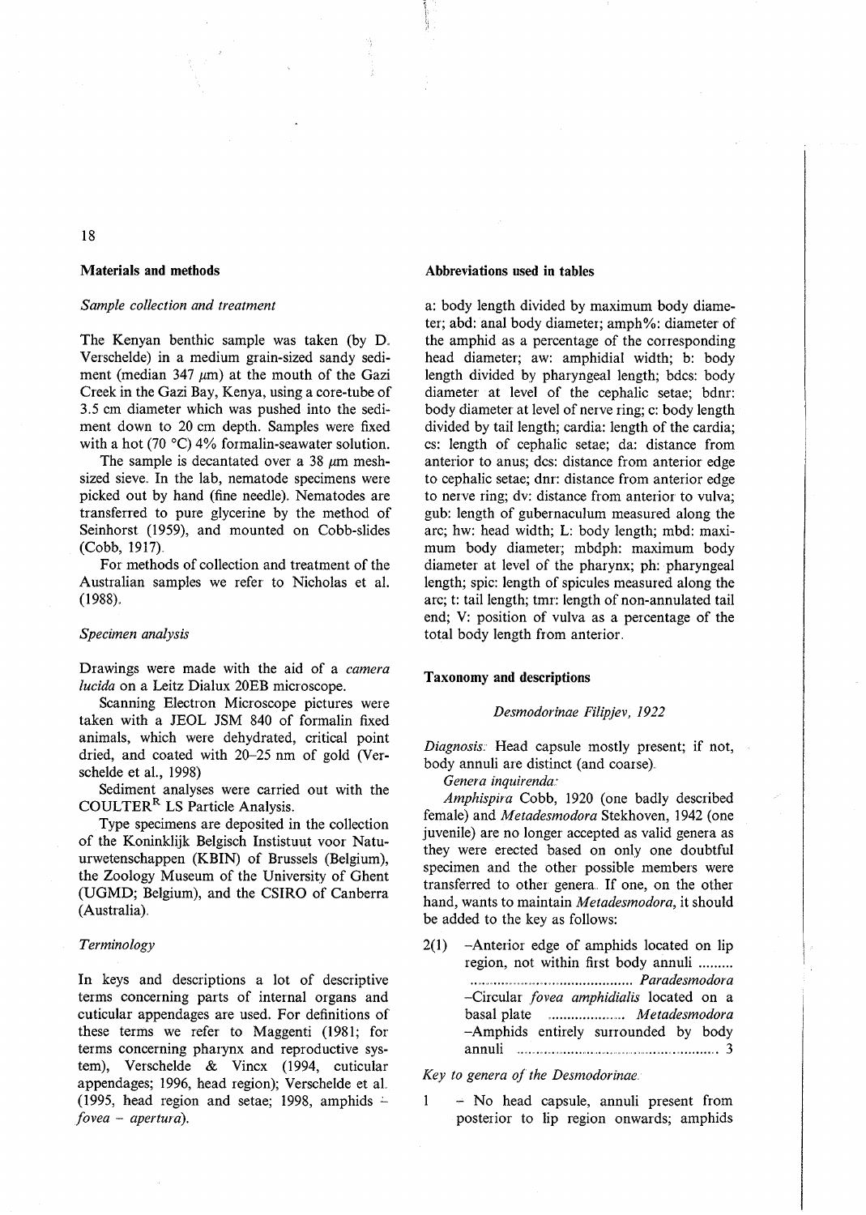## Materials and methods

### *Sample collection and treatment*

The Kenyan benthic sample was taken (by D. Verschelde) in a medium grain-sized sandy sediment (median 347 $\mu$m) at the mouth of the Gazi Creek in the Gazi Bay, Kenya, using a core-tube of 3.5 cm diameter which was pushed into the sediment down to 20 cm depth. Samples were fixed with a hot (70 °C) 4% formalin-seawater solution.

The sample is decantated over a 38 $\mu$m mesh-sized sieve. In the lab, nematode specimens were picked out by hand (fine needle). Nematodes are transferred to pure glycerine by the method of Seinhorst (1959), and mounted on Cobb-slides (Cobb, 1917).

For methods of collection and treatment of the Australian samples we refer to Nicholas et al. (1988).

### *Specimen analysis*

Drawings were made with the aid of a *camera lucida* on a Leitz Dialux 20EB microscope.

Scanning Electron Microscope pictures were taken with a JEOL JSM 840 of formalin fixed animals, which were dehydrated, critical point dried, and coated with 20–25 nm of gold (Verschelde et al., 1998)

Sediment analyses were carried out with the COULTER[R] LS Particle Analysis.

Type specimens are deposited in the collection of the Koninklijk Belgisch Instistuut voor Natuurwetenschappen (KBIN) of Brussels (Belgium), the Zoology Museum of the University of Ghent (UGMD; Belgium), and the CSIRO of Canberra (Australia).

### *Terminology*

In keys and descriptions a lot of descriptive terms concerning parts of internal organs and cuticular appendages are used. For definitions of these terms we refer to Maggenti (1981; for terms concerning pharynx and reproductive system), Verschelde & Vincx (1994, cuticular appendages; 1996, head region); Verschelde et al. (1995, head region and setae; 1998, amphids – *fovea – apertura*).

## Abbreviations used in tables

a: body length divided by maximum body diameter; abd: anal body diameter; amph%: diameter of the amphid as a percentage of the corresponding head diameter; aw: amphidial width; b: body length divided by pharyngeal length; bdcs: body diameter at level of the cephalic setae; bdnr: body diameter at level of nerve ring; c: body length divided by tail length; cardia: length of the cardia; cs: length of cephalic setae; da: distance from anterior to anus; dcs: distance from anterior edge to cephalic setae; dnr: distance from anterior edge to nerve ring; dv: distance from anterior to vulva; gub: length of gubernaculum measured along the arc; hw: head width; L: body length; mbd: maximum body diameter; mbdph: maximum body diameter at level of the pharynx; ph: pharyngeal length; spic: length of spicules measured along the arc; t: tail length; tmr: length of non-annulated tail end; V: position of vulva as a percentage of the total body length from anterior.

## Taxonomy and descriptions

### *Desmodorinae Filipjev, 1922*

*Diagnosis:* Head capsule mostly present; if not, body annuli are distinct (and coarse).

*Genera inquirenda:*

*Amphispira* Cobb, 1920 (one badly described female) and *Metadesmodora* Stekhoven, 1942 (one juvenile) are no longer accepted as valid genera as they were erected based on only one doubtful specimen and the other possible members were transferred to other genera. If one, on the other hand, wants to maintain *Metadesmodora*, it should be added to the key as follows:

2(1) –Anterior edge of amphids located on lip region, not within first body annuli ......... ........................................ *Paradesmodora*
–Circular *fovea amphidialis* located on a basal plate .................... *Metadesmodora*
–Amphids entirely surrounded by body annuli ................................................ 3

*Key to genera of the Desmodorinae:*

1 – No head capsule, annuli present from posterior to lip region onwards; amphids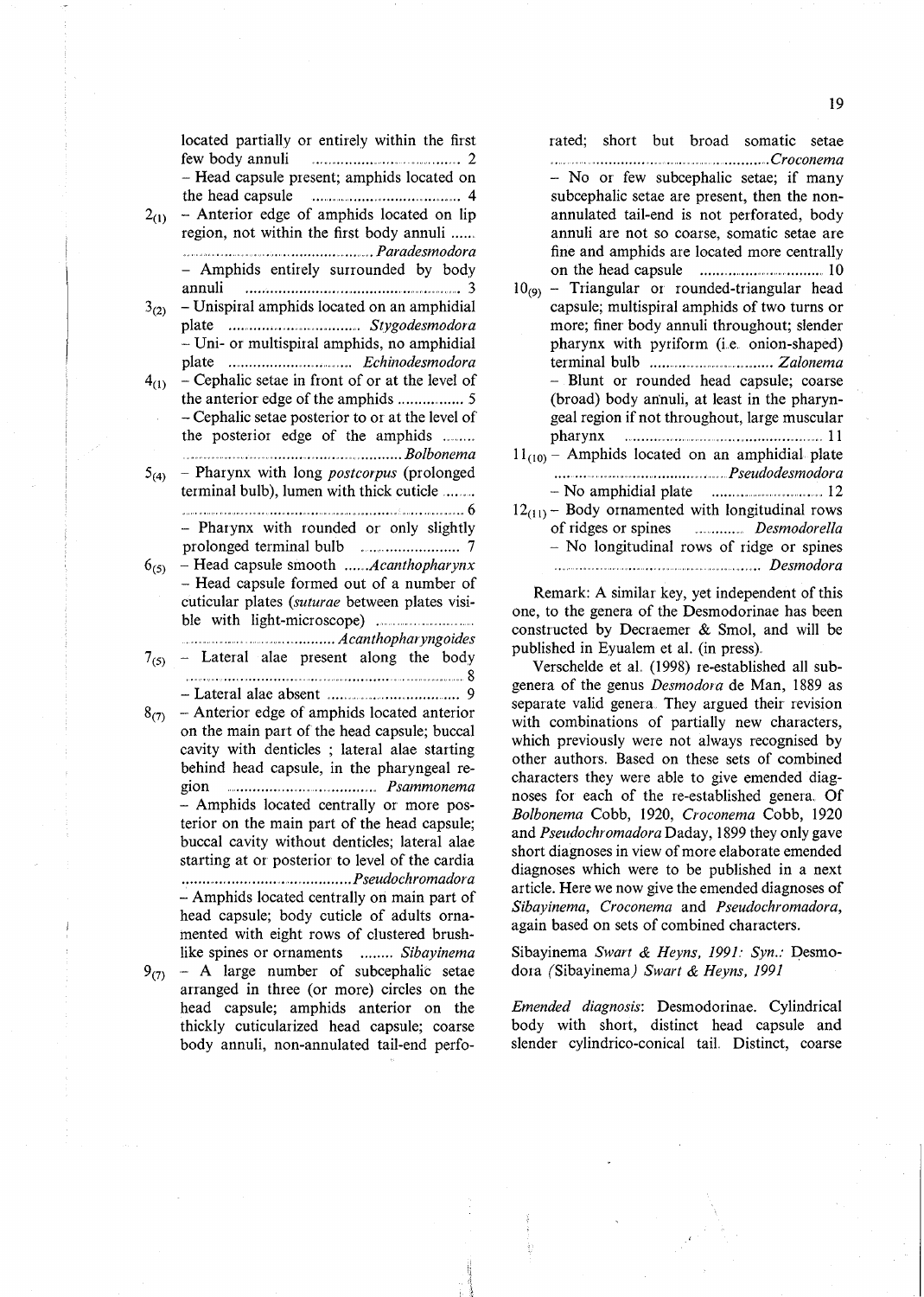located partially or entirely within the first few body annuli ........................................ 2
– Head capsule present; amphids located on the head capsule ........................................ 4

$2_{(1)}$ – Anterior edge of amphids located on lip region, not within the first body annuli ...... ........................................ *Paradesmodora*
– Amphids entirely surrounded by body annuli ........................................ 3

$3_{(2)}$ – Unispiral amphids located on an amphidial plate ........................................ *Stygodesmodora*
– Uni- or multispiral amphids, no amphidial plate ........................................ *Echinodesmodora*

$4_{(1)}$ – Cephalic setae in front of or at the level of the anterior edge of the amphids ................ 5
– Cephalic setae posterior to or at the level of the posterior edge of the amphids ........ ........................................ *Bolbonema*

$5_{(4)}$ – Pharynx with long *postcorpus* (prolonged terminal bulb), lumen with thick cuticle ........ ........................................ 6
– Pharynx with rounded or only slightly prolonged terminal bulb ........................ 7

$6_{(5)}$ – Head capsule smooth ......*Acanthopharynx*
– Head capsule formed out of a number of cuticular plates (*suturae* between plates visible with light-microscope) ........................................ *Acanthopharyngoides*

$7_{(5)}$ – Lateral alae present along the body ........................................ 8
– Lateral alae absent ........................................ 9

$8_{(7)}$ – Anterior edge of amphids located anterior on the main part of the head capsule; buccal cavity with denticles ; lateral alae starting behind head capsule, in the pharyngeal region ........................................ *Psammonema*
– Amphids located centrally or more posterior on the main part of the head capsule; buccal cavity without denticles; lateral alae starting at or posterior to level of the cardia ........................................ *Pseudochromadora*
– Amphids located centrally on main part of head capsule; body cuticle of adults ornamented with eight rows of clustered brush-like spines or ornaments ........ *Sibayinema*

$9_{(7)}$ – A large number of subcephalic setae arranged in three (or more) circles on the head capsule; amphids anterior on the thickly cuticularized head capsule; coarse body annuli, non-annulated tail-end perforated; short but broad somatic setae ........................................ *Croconema*
– No or few subcephalic setae; if many subcephalic setae are present, then the non-annulated tail-end is not perforated, body annuli are not so coarse, somatic setae are fine and amphids are located more centrally on the head capsule ........................................ 10

$10_{(9)}$ – Triangular or rounded-triangular head capsule; multispiral amphids of two turns or more; finer body annuli throughout; slender pharynx with pyriform (i.e. onion-shaped) terminal bulb ........................................ *Zalonema*
– Blunt or rounded head capsule; coarse (broad) body annuli, at least in the pharyngeal region if not throughout, large muscular pharynx ........................................ 11

$11_{(10)}$ – Amphids located on an amphidial plate ........................................ *Pseudodesmodora*
– No amphidial plate ........................................ 12

$12_{(11)}$ – Body ornamented with longitudinal rows of ridges or spines ............ *Desmodorella*
– No longitudinal rows of ridge or spines ........................................ *Desmodora*

Remark: A similar key, yet independent of this one, to the genera of the Desmodorinae has been constructed by Decraemer & Smol, and will be published in Eyualem et al. (in press).

Verschelde et al. (1998) re-established all subgenera of the genus *Desmodora* de Man, 1889 as separate valid genera. They argued their revision with combinations of partially new characters, which previously were not always recognised by other authors. Based on these sets of combined characters they were able to give emended diagnoses for each of the re-established genera. Of *Bolbonema* Cobb, 1920, *Croconema* Cobb, 1920 and *Pseudochromadora* Daday, 1899 they only gave short diagnoses in view of more elaborate emended diagnoses which were to be published in a next article. Here we now give the emended diagnoses of *Sibayinema*, *Croconema* and *Pseudochromadora*, again based on sets of combined characters.

Sibayinema *Swart & Heyns, 1991: Syn.:* Desmodora *(*Sibayinema*) Swart & Heyns, 1991*

*Emended diagnosis*: Desmodorinae. Cylindrical body with short, distinct head capsule and slender cylindrico-conical tail. Distinct, coarse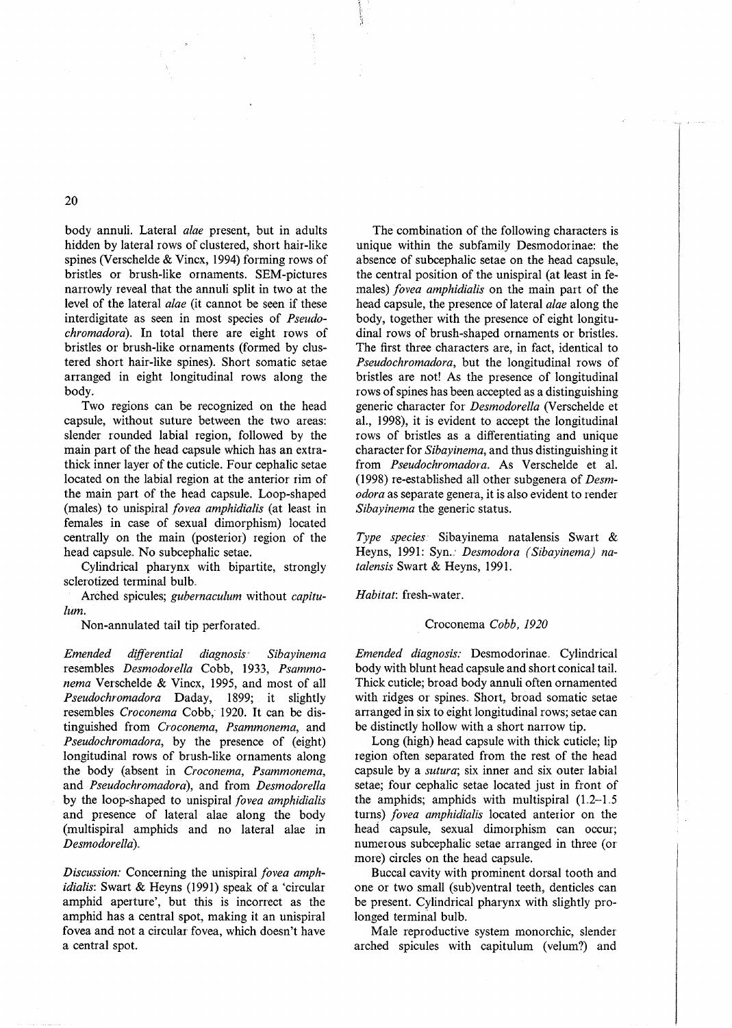body annuli. Lateral *alae* present, but in adults hidden by lateral rows of clustered, short hair-like spines (Verschelde & Vincx, 1994) forming rows of bristles or brush-like ornaments. SEM-pictures narrowly reveal that the annuli split in two at the level of the lateral *alae* (it cannot be seen if these interdigitate as seen in most species of *Pseudochromadora*). In total there are eight rows of bristles or brush-like ornaments (formed by clustered short hair-like spines). Short somatic setae arranged in eight longitudinal rows along the body.

Two regions can be recognized on the head capsule, without suture between the two areas: slender rounded labial region, followed by the main part of the head capsule which has an extra-thick inner layer of the cuticle. Four cephalic setae located on the labial region at the anterior rim of the main part of the head capsule. Loop-shaped (males) to unispiral *fovea amphidialis* (at least in females in case of sexual dimorphism) located centrally on the main (posterior) region of the head capsule. No subcephalic setae.

Cylindrical pharynx with bipartite, strongly sclerotized terminal bulb.

Arched spicules; *gubernaculum* without *capitulum*.

Non-annulated tail tip perforated.

*Emended differential diagnosis:* *Sibayinema* resembles *Desmodorella* Cobb, 1933, *Psammonema* Verschelde & Vincx, 1995, and most of all *Pseudochromadora* Daday, 1899; it slightly resembles *Croconema* Cobb, 1920. It can be distinguished from *Croconema*, *Psammonema*, and *Pseudochromadora*, by the presence of (eight) longitudinal rows of brush-like ornaments along the body (absent in *Croconema*, *Psammonema*, and *Pseudochromadora*), and from *Desmodorella* by the loop-shaped to unispiral *fovea amphidialis* and presence of lateral alae along the body (multispiral amphids and no lateral alae in *Desmodorella*).

*Discussion:* Concerning the unispiral *fovea amphidialis*: Swart & Heyns (1991) speak of a 'circular amphid aperture', but this is incorrect as the amphid has a central spot, making it an unispiral fovea and not a circular fovea, which doesn't have a central spot.

The combination of the following characters is unique within the subfamily Desmodorinae: the absence of subcephalic setae on the head capsule, the central position of the unispiral (at least in females) *fovea amphidialis* on the main part of the head capsule, the presence of lateral *alae* along the body, together with the presence of eight longitudinal rows of brush-shaped ornaments or bristles. The first three characters are, in fact, identical to *Pseudochromadora*, but the longitudinal rows of bristles are not! As the presence of longitudinal rows of spines has been accepted as a distinguishing generic character for *Desmodorella* (Verschelde et al., 1998), it is evident to accept the longitudinal rows of bristles as a differentiating and unique character for *Sibayinema*, and thus distinguishing it from *Pseudochromadora*. As Verschelde et al. (1998) re-established all other subgenera of *Desmodora* as separate genera, it is also evident to render *Sibayinema* the generic status.

*Type species:* Sibayinema natalensis Swart & Heyns, 1991: Syn.: *Desmodora (Sibayinema) natalensis* Swart & Heyns, 1991.

*Habitat*: fresh-water.

## Croconema *Cobb, 1920*

*Emended diagnosis:* Desmodorinae. Cylindrical body with blunt head capsule and short conical tail. Thick cuticle; broad body annuli often ornamented with ridges or spines. Short, broad somatic setae arranged in six to eight longitudinal rows; setae can be distinctly hollow with a short narrow tip.

Long (high) head capsule with thick cuticle; lip region often separated from the rest of the head capsule by a *sutura*; six inner and six outer labial setae; four cephalic setae located just in front of the amphids; amphids with multispiral (1.2–1.5 turns) *fovea amphidialis* located anterior on the head capsule, sexual dimorphism can occur; numerous subcephalic setae arranged in three (or more) circles on the head capsule.

Buccal cavity with prominent dorsal tooth and one or two small (sub)ventral teeth, denticles can be present. Cylindrical pharynx with slightly prolonged terminal bulb.

Male reproductive system monorchic, slender arched spicules with capitulum (velum?) and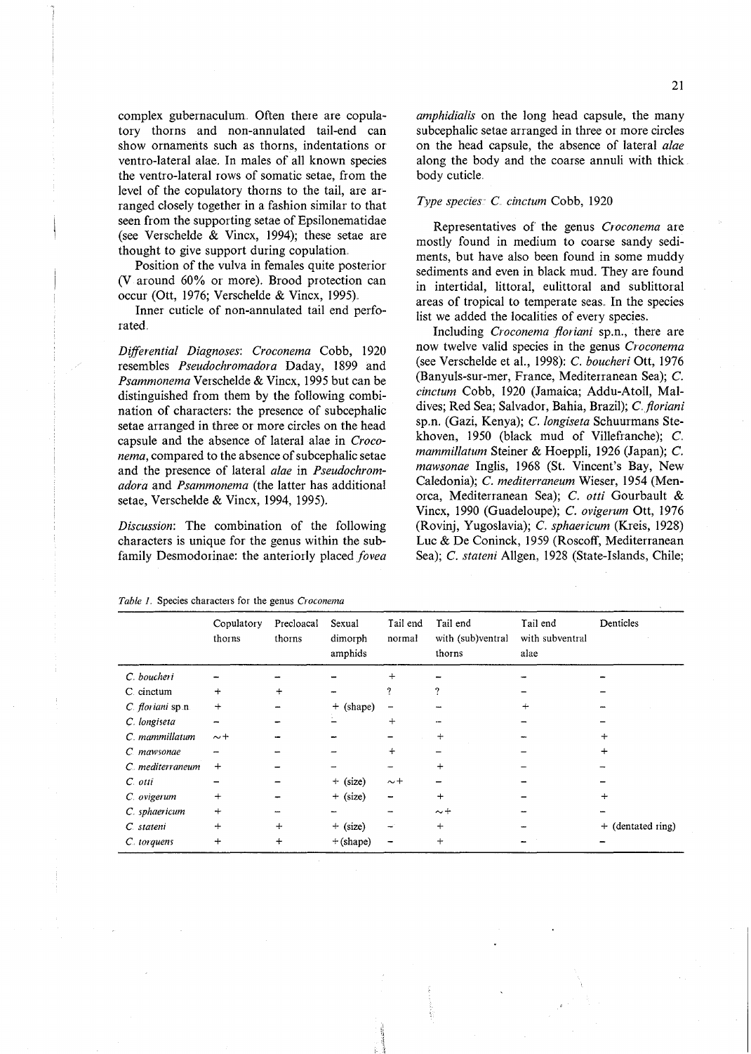complex gubernaculum. Often there are copulatory thorns and non-annulated tail-end can show ornaments such as thorns, indentations or ventro-lateral alae. In males of all known species the ventro-lateral rows of somatic setae, from the level of the copulatory thorns to the tail, are arranged closely together in a fashion similar to that seen from the supporting setae of Epsilonematidae (see Verschelde & Vincx, 1994); these setae are thought to give support during copulation.

Position of the vulva in females quite posterior (V around 60% or more). Brood protection can occur (Ott, 1976; Verschelde & Vincx, 1995).

Inner cuticle of non-annulated tail end perforated.

*Differential Diagnoses*: *Croconema* Cobb, 1920 resembles *Pseudochromadora* Daday, 1899 and *Psammonema* Verschelde & Vincx, 1995 but can be distinguished from them by the following combination of characters: the presence of subcephalic setae arranged in three or more circles on the head capsule and the absence of lateral alae in *Croconema*, compared to the absence of subcephalic setae and the presence of lateral *alae* in *Pseudochromadora* and *Psammonema* (the latter has additional setae, Verschelde & Vincx, 1994, 1995).

*Discussion*: The combination of the following characters is unique for the genus within the subfamily Desmodorinae: the anteriorly placed *fovea amphidialis* on the long head capsule, the many subcephalic setae arranged in three or more circles on the head capsule, the absence of lateral *alae* along the body and the coarse annuli with thick body cuticle.

*Type species*: *C. cinctum* Cobb, 1920

Representatives of the genus *Croconema* are mostly found in medium to coarse sandy sediments, but have also been found in some muddy sediments and even in black mud. They are found in intertidal, littoral, eulittoral and sublittoral areas of tropical to temperate seas. In the species list we added the localities of every species.

Including *Croconema floriani* sp.n., there are now twelve valid species in the genus *Croconema* (see Verschelde et al., 1998): *C. boucheri* Ott, 1976 (Banyuls-sur-mer, France, Mediterranean Sea); *C. cinctum* Cobb, 1920 (Jamaica; Addu-Atoll, Maldives; Red Sea; Salvador, Bahia, Brazil); *C. floriani* sp.n. (Gazi, Kenya); *C. longiseta* Schuurmans Stekhoven, 1950 (black mud of Villefranche); *C. mammillatum* Steiner & Hoeppli, 1926 (Japan); *C. mawsonae* Inglis, 1968 (St. Vincent's Bay, New Caledonia); *C. mediterraneum* Wieser, 1954 (Menorca, Mediterranean Sea); *C. otti* Gourbault & Vincx, 1990 (Guadeloupe); *C. ovigerum* Ott, 1976 (Rovinj, Yugoslavia); *C. sphaericum* (Kreis, 1928) Luc & De Coninck, 1959 (Roscoff, Mediterranean Sea); *C. stateni* Allgen, 1928 (State-Islands, Chile;

*Table 1.* Species characters for the genus *Croconema*

| | Copulatory thorns | Precloacal thorns | Sexual dimorph amphids | Tail end normal | Tail end with (sub)ventral thorns | Tail end with subventral alae | Denticles |
|---|---|---|---|---|---|---|---|
| *C. boucheri* | – | – | – | + | – | – | – |
| *C. cinctum* | + | + | – | ? | ? | – | – |
| *C. floriani* sp.n. | + | – | + (shape) | – | – | + | – |
| *C. longiseta* | – | – | – | + | – | – | – |
| *C. mammillatum* | ~+ | – | – | – | + | – | + |
| *C. mawsonae* | – | – | – | + | – | – | + |
| *C. mediterraneum* | + | – | – | – | + | – | – |
| *C. otti* | – | – | + (size) | ~+ | – | – | – |
| *C. ovigerum* | + | – | + (size) | – | + | – | + |
| *C. sphaericum* | + | – | – | – | ~+ | – | – |
| *C. stateni* | + | + | + (size) | – | + | – | + (dentated ring) |
| *C. torquens* | + | + | + (shape) | – | + | – | – |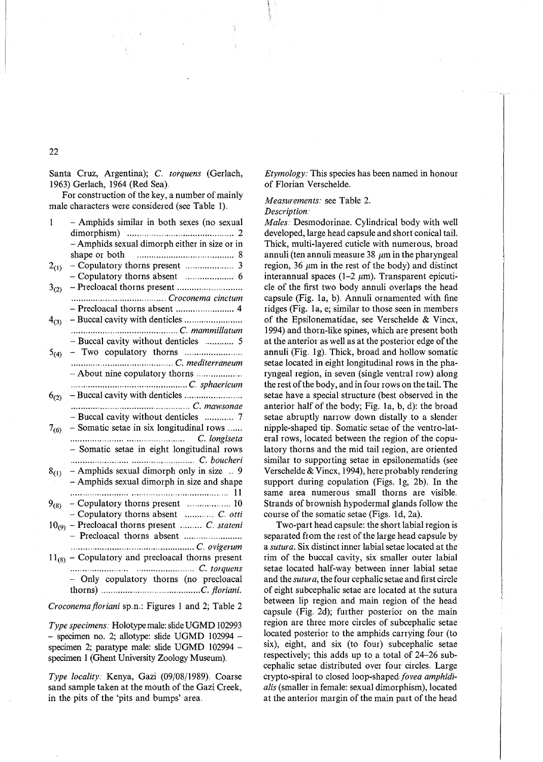Santa Cruz, Argentina); *C. torquens* (Gerlach, 1963) Gerlach, 1964 (Red Sea).

For construction of the key, a number of mainly male characters were considered (see Table 1).

1 – Amphids similar in both sexes (no sexual dimorphism) .......... 2
– Amphids sexual dimorph either in size or in shape or both .......... 8

$2_{(1)}$ – Copulatory thorns present .......... 3
– Copulatory thorns absent .......... 6

$3_{(2)}$ – Precloacal thorns present .......... *Croconema cinctum*
– Precloacal thorns absent .......... 4

$4_{(3)}$ – Buccal cavity with denticles .......... *C. mammillatum*
– Buccal cavity without denticles .......... 5

$5_{(4)}$ – Two copulatory thorns .......... *C. mediterraneum*
– About nine copulatory thorns .......... *C. sphaericum*

$6_{(2)}$ – Buccal cavity with denticles .......... *C. mawsonae*
– Buccal cavity without denticles .......... 7

$7_{(6)}$ – Somatic setae in six longitudinal rows .......... *C. longiseta*
– Somatic setae in eight longitudinal rows .......... *C. boucheri*

$8_{(1)}$ – Amphids sexual dimorph only in size .. 9
– Amphids sexual dimorph in size and shape .......... 11

$9_{(8)}$ – Copulatory thorns present .......... 10
– Copulatory thorns absent .......... *C. otti*

$10_{(9)}$ – Precloacal thorns present .......... *C. stateni*
– Precloacal thorns absent .......... *C. ovigerum*

$11_{(8)}$ – Copulatory and precloacal thorns present .......... *C. torquens*
– Only copulatory thorns (no precloacal thorns) .......... *C. floriani*.

*Croconema floriani* sp.n.: Figures 1 and 2; Table 2

*Type specimens:* Holotype male: slide UGMD 102993 – specimen no. 2; allotype: slide UGMD 102994 – specimen 2; paratype male: slide UGMD 102994 – specimen 1 (Ghent University Zoology Museum).

*Type locality:* Kenya, Gazi (09/08/1989). Coarse sand sample taken at the mouth of the Gazi Creek, in the pits of the 'pits and bumps' area.

*Etymology:* This species has been named in honour of Florian Verschelde.

*Measurements:* see Table 2.

*Description:*

*Males:* Desmodorinae. Cylindrical body with well developed, large head capsule and short conical tail. Thick, multi-layered cuticle with numerous, broad annuli (ten annuli measure 38 μm in the pharyngeal region, 36 μm in the rest of the body) and distinct interannual spaces (1–2 μm). Transparent epicuticle of the first two body annuli overlaps the head capsule (Fig. 1a, b). Annuli ornamented with fine ridges (Fig. 1a, e; similar to those seen in members of the Epsilonematidae, see Verschelde & Vincx, 1994) and thorn-like spines, which are present both at the anterior as well as at the posterior edge of the annuli (Fig. 1g). Thick, broad and hollow somatic setae located in eight longitudinal rows in the pharyngeal region, in seven (single ventral row) along the rest of the body, and in four rows on the tail. The setae have a special structure (best observed in the anterior half of the body; Fig. 1a, b, d): the broad setae abruptly narrow down distally to a slender nipple-shaped tip. Somatic setae of the ventro-lateral rows, located between the region of the copulatory thorns and the mid tail region, are oriented similar to supporting setae in epsilonematids (see Verschelde & Vincx, 1994), here probably rendering support during copulation (Figs. 1g, 2b). In the same area numerous small thorns are visible. Strands of brownish hypodermal glands follow the course of the somatic setae (Figs. 1d, 2a).

Two-part head capsule: the short labial region is separated from the rest of the large head capsule by a *sutura*. Six distinct inner labial setae located at the rim of the buccal cavity, six smaller outer labial setae located half-way between inner labial setae and the *sutura*, the four cephalic setae and first circle of eight subcephalic setae are located at the sutura between lip region and main region of the head capsule (Fig. 2d); further posterior on the main region are three more circles of subcephalic setae located posterior to the amphids carrying four (to six), eight, and six (to four) subcephalic setae respectively; this adds up to a total of 24–26 subcephalic setae distributed over four circles. Large crypto-spiral to closed loop-shaped *fovea amphidialis* (smaller in female: sexual dimorphism), located at the anterior margin of the main part of the head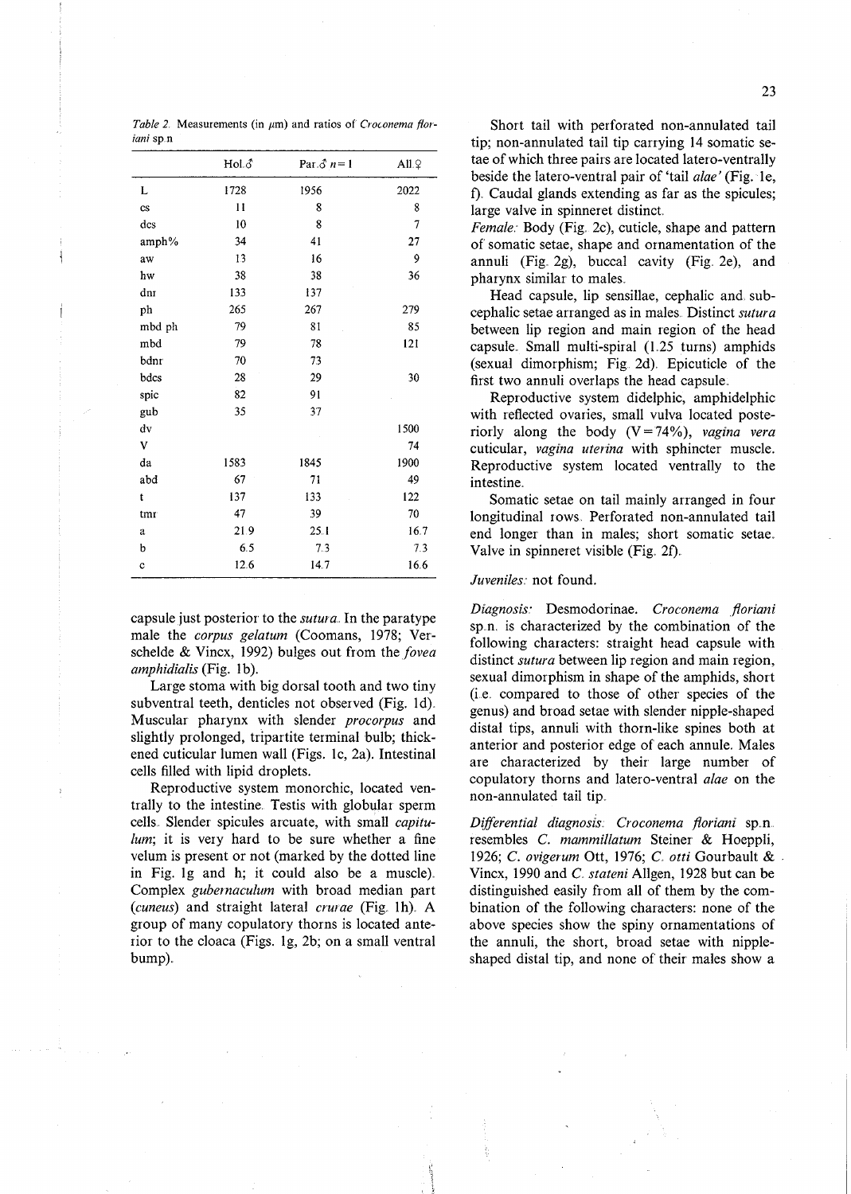*Table 2.* Measurements (in $\mu$m) and ratios of *Croconema floriani* sp.n.

| | Hol.♂ | Par.♂ $n=1$ | All.♀ |
|---|---|---|---|
| L | 1728 | 1956 | 2022 |
| cs | 11 | 8 | 8 |
| dcs | 10 | 8 | 7 |
| amph% | 34 | 41 | 27 |
| aw | 13 | 16 | 9 |
| hw | 38 | 38 | 36 |
| dnr | 133 | 137 | |
| ph | 265 | 267 | 279 |
| mbd ph | 79 | 81 | 85 |
| mbd | 79 | 78 | 121 |
| bdnr | 70 | 73 | |
| bdcs | 28 | 29 | 30 |
| spic | 82 | 91 | |
| gub | 35 | 37 | |
| dv | | | 1500 |
| V | | | 74 |
| da | 1583 | 1845 | 1900 |
| abd | 67 | 71 | 49 |
| t | 137 | 133 | 122 |
| tmr | 47 | 39 | 70 |
| a | 21.9 | 25.1 | 16.7 |
| b | 6.5 | 7.3 | 7.3 |
| c | 12.6 | 14.7 | 16.6 |

capsule just posterior to the *sutura*. In the paratype male the *corpus gelatum* (Coomans, 1978; Verschelde & Vincx, 1992) bulges out from the *fovea amphidialis* (Fig. 1b).

Large stoma with big dorsal tooth and two tiny subventral teeth, denticles not observed (Fig. 1d). Muscular pharynx with slender *procorpus* and slightly prolonged, tripartite terminal bulb; thickened cuticular lumen wall (Figs. 1c, 2a). Intestinal cells filled with lipid droplets.

Reproductive system monorchic, located ventrally to the intestine. Testis with globular sperm cells. Slender spicules arcuate, with small *capitulum*; it is very hard to be sure whether a fine velum is present or not (marked by the dotted line in Fig. 1g and h; it could also be a muscle). Complex *gubernaculum* with broad median part (*cuneus*) and straight lateral *crurae* (Fig. 1h). A group of many copulatory thorns is located anterior to the cloaca (Figs. 1g, 2b; on a small ventral bump).

Short tail with perforated non-annulated tail tip; non-annulated tail tip carrying 14 somatic setae of which three pairs are located latero-ventrally beside the latero-ventral pair of 'tail *alae*' (Fig. 1e, f). Caudal glands extending as far as the spicules; large valve in spinneret distinct.

*Female:* Body (Fig. 2c), cuticle, shape and pattern of somatic setae, shape and ornamentation of the annuli (Fig. 2g), buccal cavity (Fig. 2e), and pharynx similar to males.

Head capsule, lip sensillae, cephalic and subcephalic setae arranged as in males. Distinct *sutura* between lip region and main region of the head capsule. Small multi-spiral (1.25 turns) amphids (sexual dimorphism; Fig. 2d). Epicuticle of the first two annuli overlaps the head capsule.

Reproductive system didelphic, amphidelphic with reflected ovaries, small vulva located posteriorly along the body (V=74%), *vagina vera* cuticular, *vagina uterina* with sphincter muscle. Reproductive system located ventrally to the intestine.

Somatic setae on tail mainly arranged in four longitudinal rows. Perforated non-annulated tail end longer than in males; short somatic setae. Valve in spinneret visible (Fig. 2f).

*Juveniles:* not found.

*Diagnosis:* Desmodorinae. *Croconema floriani* sp.n. is characterized by the combination of the following characters: straight head capsule with distinct *sutura* between lip region and main region, sexual dimorphism in shape of the amphids, short (i.e. compared to those of other species of the genus) and broad setae with slender nipple-shaped distal tips, annuli with thorn-like spines both at anterior and posterior edge of each annule. Males are characterized by their large number of copulatory thorns and latero-ventral *alae* on the non-annulated tail tip.

*Differential diagnosis:* *Croconema floriani* sp.n. resembles *C. mammillatum* Steiner & Hoeppli, 1926; *C. ovigerum* Ott, 1976; *C. otti* Gourbault & Vincx, 1990 and *C. stateni* Allgen, 1928 but can be distinguished easily from all of them by the combination of the following characters: none of the above species show the spiny ornamentations of the annuli, the short, broad setae with nipple-shaped distal tip, and none of their males show a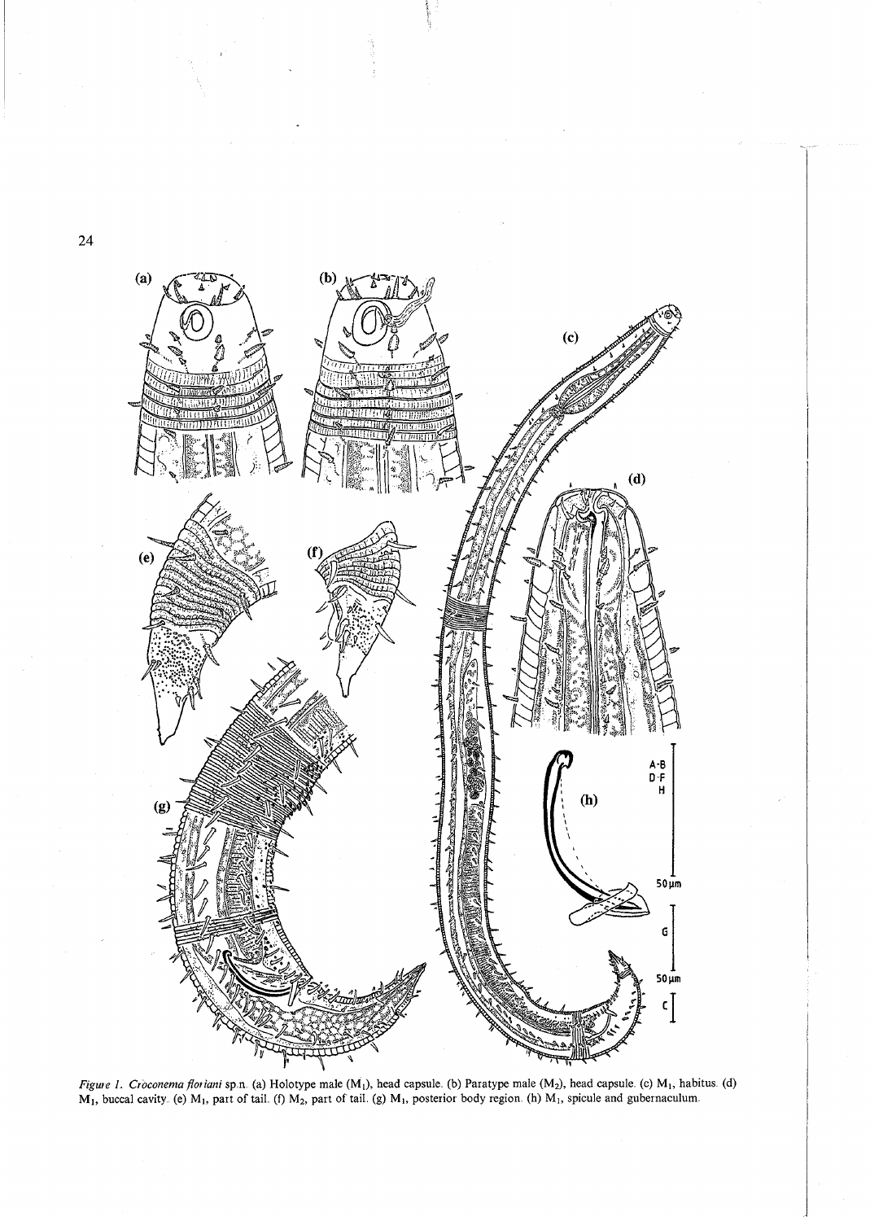*Figure 1. Croconema floriani* sp.n. (a) Holotype male ($M_1$), head capsule. (b) Paratype male ($M_2$), head capsule. (c) $M_1$, habitus. (d) $M_1$, buccal cavity. (e) $M_1$, part of tail. (f) $M_2$, part of tail. (g) $M_1$, posterior body region. (h) $M_1$, spicule and gubernaculum.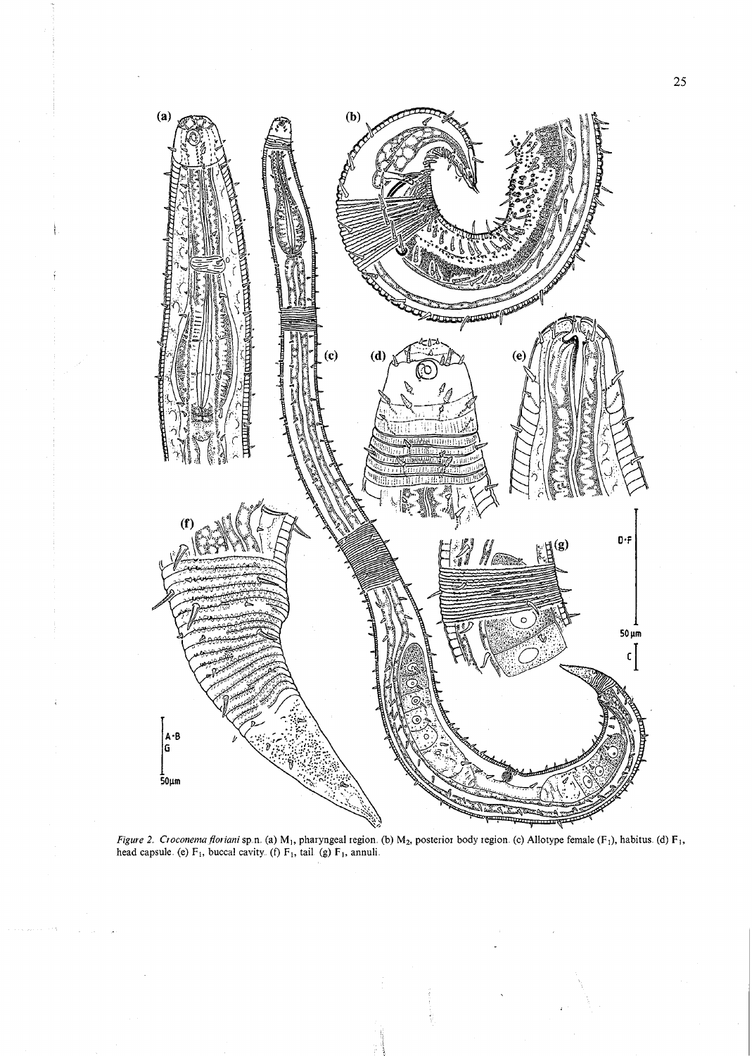*Figure 2. Croconema floriani* sp.n. (a) $M_1$, pharyngeal region. (b) $M_2$, posterior body region. (c) Allotype female ($F_1$), habitus. (d) $F_1$, head capsule. (e) $F_1$, buccal cavity. (f) $F_1$, tail. (g) $F_1$, annuli.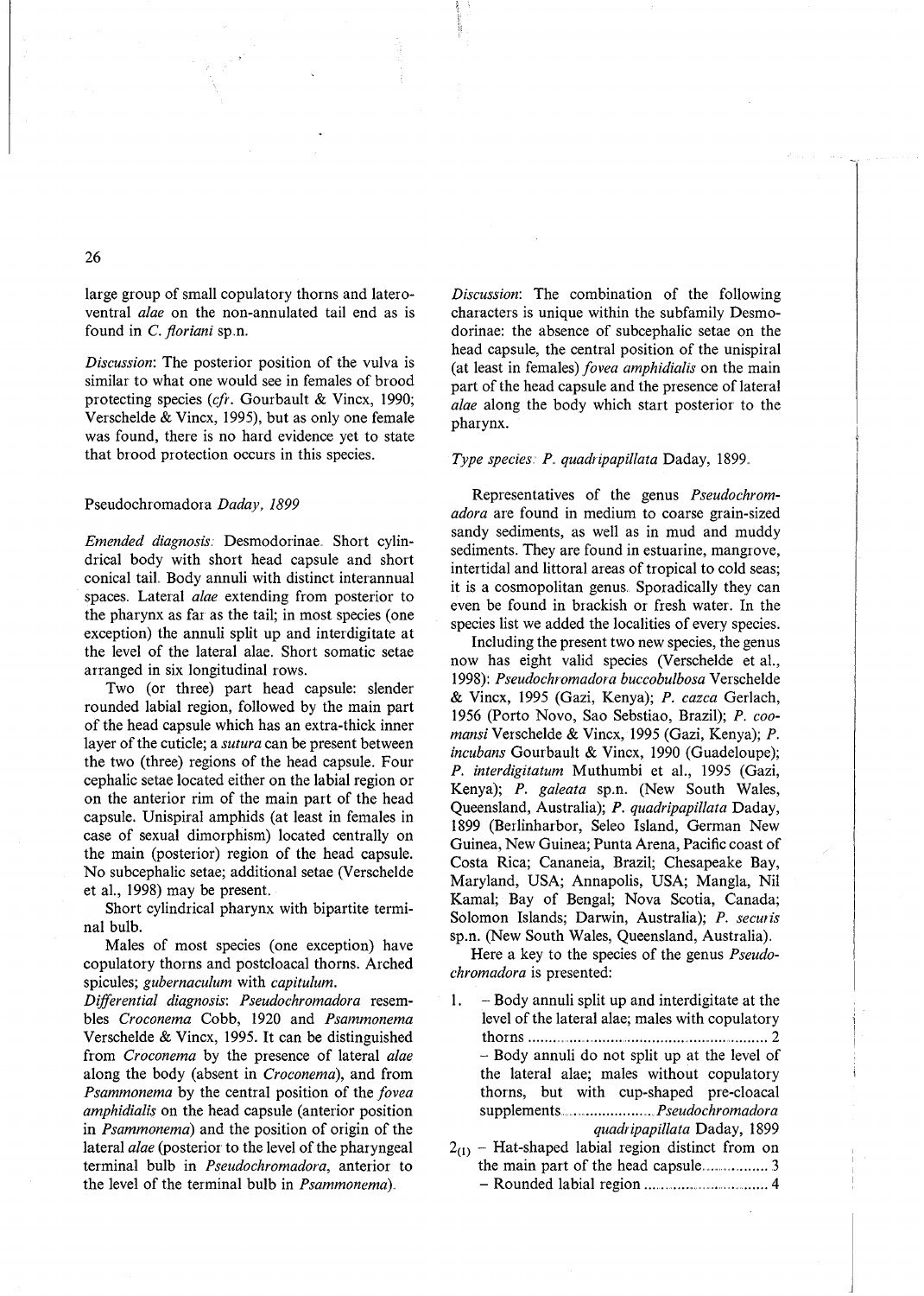large group of small copulatory thorns and lateroventral *alae* on the non-annulated tail end as is found in *C. floriani* sp.n.

*Discussion*: The posterior position of the vulva is similar to what one would see in females of brood protecting species (*cfr.* Gourbault & Vincx, 1990; Verschelde & Vincx, 1995), but as only one female was found, there is no hard evidence yet to state that brood protection occurs in this species.

## Pseudochromadora *Daday, 1899*

*Emended diagnosis*: Desmodorinae. Short cylindrical body with short head capsule and short conical tail. Body annuli with distinct interannual spaces. Lateral *alae* extending from posterior to the pharynx as far as the tail; in most species (one exception) the annuli split up and interdigitate at the level of the lateral alae. Short somatic setae arranged in six longitudinal rows.

Two (or three) part head capsule: slender rounded labial region, followed by the main part of the head capsule which has an extra-thick inner layer of the cuticle; a *sutura* can be present between the two (three) regions of the head capsule. Four cephalic setae located either on the labial region or on the anterior rim of the main part of the head capsule. Unispiral amphids (at least in females in case of sexual dimorphism) located centrally on the main (posterior) region of the head capsule. No subcephalic setae; additional setae (Verschelde et al., 1998) may be present.

Short cylindrical pharynx with bipartite terminal bulb.

Males of most species (one exception) have copulatory thorns and postcloacal thorns. Arched spicules; *gubernaculum* with *capitulum*.

*Differential diagnosis*: *Pseudochromadora* resembles *Croconema* Cobb, 1920 and *Psammonema* Verschelde & Vincx, 1995. It can be distinguished from *Croconema* by the presence of lateral *alae* along the body (absent in *Croconema*), and from *Psammonema* by the central position of the *fovea amphidialis* on the head capsule (anterior position in *Psammonema*) and the position of origin of the lateral *alae* (posterior to the level of the pharyngeal terminal bulb in *Pseudochromadora*, anterior to the level of the terminal bulb in *Psammonema*).

*Discussion*: The combination of the following characters is unique within the subfamily Desmodorinae: the absence of subcephalic setae on the head capsule, the central position of the unispiral (at least in females) *fovea amphidialis* on the main part of the head capsule and the presence of lateral *alae* along the body which start posterior to the pharynx.

*Type species*: *P. quadripapillata* Daday, 1899.

Representatives of the genus *Pseudochromadora* are found in medium to coarse grain-sized sandy sediments, as well as in mud and muddy sediments. They are found in estuarine, mangrove, intertidal and littoral areas of tropical to cold seas; it is a cosmopolitan genus. Sporadically they can even be found in brackish or fresh water. In the species list we added the localities of every species.

Including the present two new species, the genus now has eight valid species (Verschelde et al., 1998): *Pseudochromadora buccobulbosa* Verschelde & Vincx, 1995 (Gazi, Kenya); *P. cazca* Gerlach, 1956 (Porto Novo, Sao Sebstiao, Brazil); *P. coomansi* Verschelde & Vincx, 1995 (Gazi, Kenya); *P. incubans* Gourbault & Vincx, 1990 (Guadeloupe); *P. interdigitatum* Muthumbi et al., 1995 (Gazi, Kenya); *P. galeata* sp.n. (New South Wales, Queensland, Australia); *P. quadripapillata* Daday, 1899 (Berlinharbor, Seleo Island, German New Guinea, New Guinea; Punta Arena, Pacific coast of Costa Rica; Cananeia, Brazil; Chesapeake Bay, Maryland, USA; Annapolis, USA; Mangla, Nil Kamal; Bay of Bengal; Nova Scotia, Canada; Solomon Islands; Darwin, Australia); *P. securis* sp.n. (New South Wales, Queensland, Australia).

Here a key to the species of the genus *Pseudochromadora* is presented:

1. – Body annuli split up and interdigitate at the level of the lateral alae; males with copulatory thorns .......................................................... 2
   – Body annuli do not split up at the level of the lateral alae; males without copulatory thorns, but with cup-shaped pre-cloacal supplements.................... *Pseudochromadora quadripapillata* Daday, 1899

$2_{(1)}$ – Hat-shaped labial region distinct from on the main part of the head capsule................ 3
   – Rounded labial region ................................ 4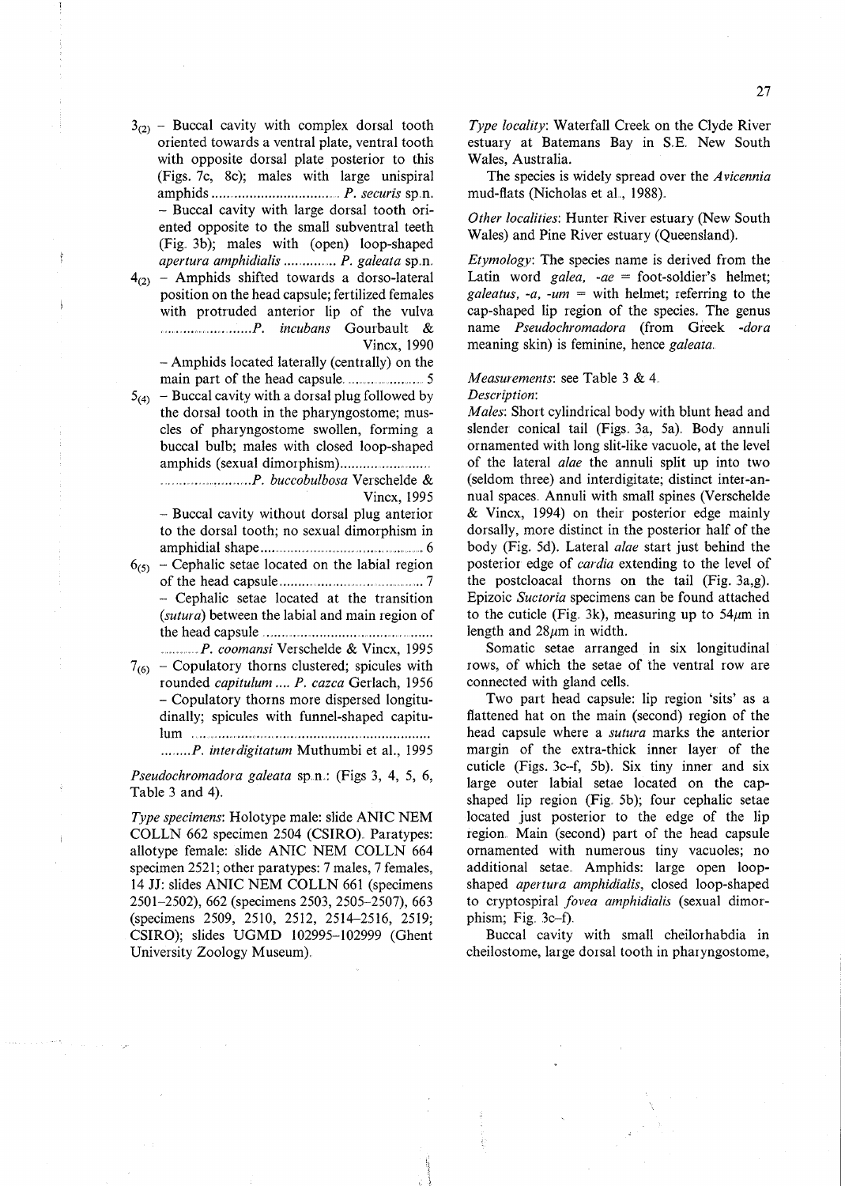$3_{(2)}$ – Buccal cavity with complex dorsal tooth oriented towards a ventral plate, ventral tooth with opposite dorsal plate posterior to this (Figs. 7c, 8c); males with large unispiral amphids .................................. *P. securis* sp.n.
– Buccal cavity with large dorsal tooth oriented opposite to the small subventral teeth (Fig. 3b); males with (open) loop-shaped *apertura amphidialis* .............. *P. galeata* sp.n.

$4_{(2)}$ – Amphids shifted towards a dorso-lateral position on the head capsule; fertilized females with protruded anterior lip of the vulva ........................*P. incubans* Gourbault & Vincx, 1990
– Amphids located laterally (centrally) on the main part of the head capsule...................... 5

$5_{(4)}$ – Buccal cavity with a dorsal plug followed by the dorsal tooth in the pharyngostome; muscles of pharyngostome swollen, forming a buccal bulb; males with closed loop-shaped amphids (sexual dimorphism).........................
.........................*P. buccobulbosa* Verschelde & Vincx, 1995
– Buccal cavity without dorsal plug anterior to the dorsal tooth; no sexual dimorphism in amphidial shape.................................................. 6

$6_{(5)}$ – Cephalic setae located on the labial region of the head capsule............................................ 7
– Cephalic setae located at the transition (*sutura*) between the labial and main region of the head capsule ..............................................
...........*P. coomansi* Verschelde & Vincx, 1995

$7_{(6)}$ – Copulatory thorns clustered; spicules with rounded *capitulum* .... *P. cazca* Gerlach, 1956
– Copulatory thorns more dispersed longitudinally; spicules with funnel-shaped capitulum ..........................................................................
........*P. interdigitatum* Muthumbi et al., 1995

*Pseudochromadora galeata* sp.n.: (Figs 3, 4, 5, 6, Table 3 and 4).

*Type specimens*: Holotype male: slide ANIC NEM COLLN 662 specimen 2504 (CSIRO). Paratypes: allotype female: slide ANIC NEM COLLN 664 specimen 2521; other paratypes: 7 males, 7 females, 14 JJ: slides ANIC NEM COLLN 661 (specimens 2501–2502), 662 (specimens 2503, 2505–2507), 663 (specimens 2509, 2510, 2512, 2514–2516, 2519; CSIRO); slides UGMD 102995–102999 (Ghent University Zoology Museum).

*Type locality*: Waterfall Creek on the Clyde River estuary at Batemans Bay in S.E. New South Wales, Australia.

The species is widely spread over the *Avicennia* mud-flats (Nicholas et al., 1988).

*Other localities*: Hunter River estuary (New South Wales) and Pine River estuary (Queensland).

*Etymology*: The species name is derived from the Latin word *galea, -ae* = foot-soldier's helmet; *galeatus, -a, -um* = with helmet; referring to the cap-shaped lip region of the species. The genus name *Pseudochromadora* (from Greek *-dora* meaning skin) is feminine, hence *galeata*.

*Measurements*: see Table 3 & 4.

*Description*:

*Males*: Short cylindrical body with blunt head and slender conical tail (Figs. 3a, 5a). Body annuli ornamented with long slit-like vacuole, at the level of the lateral *alae* the annuli split up into two (seldom three) and interdigitate; distinct inter-annual spaces. Annuli with small spines (Verschelde & Vincx, 1994) on their posterior edge mainly dorsally, more distinct in the posterior half of the body (Fig. 5d). Lateral *alae* start just behind the posterior edge of *cardia* extending to the level of the postcloacal thorns on the tail (Fig. 3a,g). Epizoic *Suctoria* specimens can be found attached to the cuticle (Fig. 3k), measuring up to 54$\mu$m in length and 28$\mu$m in width.

Somatic setae arranged in six longitudinal rows, of which the setae of the ventral row are connected with gland cells.

Two part head capsule: lip region 'sits' as a flattened hat on the main (second) region of the head capsule where a *sutura* marks the anterior margin of the extra-thick inner layer of the cuticle (Figs. 3c–f, 5b). Six tiny inner and six large outer labial setae located on the cap-shaped lip region (Fig. 5b); four cephalic setae located just posterior to the edge of the lip region. Main (second) part of the head capsule ornamented with numerous tiny vacuoles; no additional setae. Amphids: large open loop-shaped *apertura amphidialis*, closed loop-shaped to cryptospiral *fovea amphidialis* (sexual dimorphism; Fig. 3c–f).

Buccal cavity with small cheilorhabdia in cheilostome, large dorsal tooth in pharyngostome,